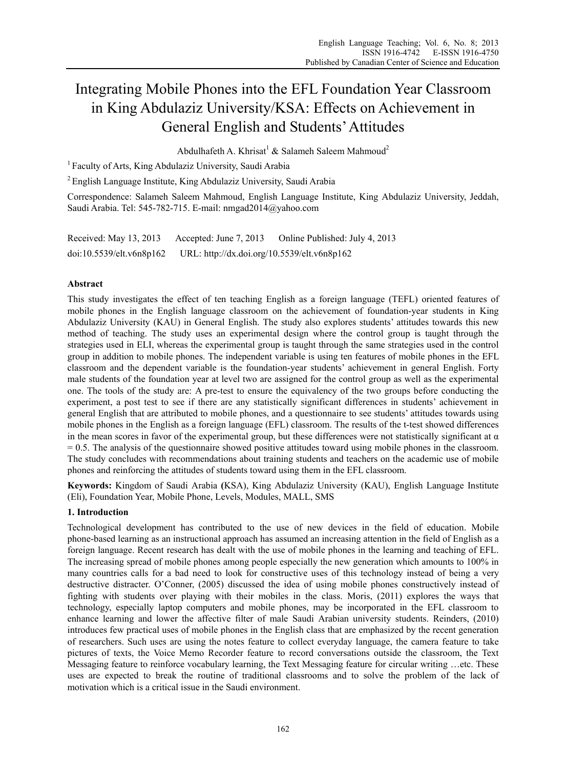# Integrating Mobile Phones into the EFL Foundation Year Classroom in King Abdulaziz University/KSA: Effects on Achievement in General English and Students' Attitudes

Abdulhafeth A. Khrisat[1] & Salameh Saleem Mahmoud[2]

[1] Faculty of Arts, King Abdulaziz University, Saudi Arabia

[2] English Language Institute, King Abdulaziz University, Saudi Arabia

Correspondence: Salameh Saleem Mahmoud, English Language Institute, King Abdulaziz University, Jeddah, Saudi Arabia. Tel: 545-782-715. E-mail: nmgad2014@yahoo.com

Received: May 13, 2013 Accepted: June 7, 2013 Online Published: July 4, 2013

doi:10.5539/elt.v6n8p162 URL: http://dx.doi.org/10.5539/elt.v6n8p162

## Abstract

This study investigates the effect of ten teaching English as a foreign language (TEFL) oriented features of mobile phones in the English language classroom on the achievement of foundation-year students in King Abdulaziz University (KAU) in General English. The study also explores students' attitudes towards this new method of teaching. The study uses an experimental design where the control group is taught through the strategies used in ELI, whereas the experimental group is taught through the same strategies used in the control group in addition to mobile phones. The independent variable is using ten features of mobile phones in the EFL classroom and the dependent variable is the foundation-year students' achievement in general English. Forty male students of the foundation year at level two are assigned for the control group as well as the experimental one. The tools of the study are: A pre-test to ensure the equivalency of the two groups before conducting the experiment, a post test to see if there are any statistically significant differences in students' achievement in general English that are attributed to mobile phones, and a questionnaire to see students' attitudes towards using mobile phones in the English as a foreign language (EFL) classroom. The results of the t-test showed differences in the mean scores in favor of the experimental group, but these differences were not statistically significant at $\alpha = 0.5$. The analysis of the questionnaire showed positive attitudes toward using mobile phones in the classroom. The study concludes with recommendations about training students and teachers on the academic use of mobile phones and reinforcing the attitudes of students toward using them in the EFL classroom.

**Keywords:** Kingdom of Saudi Arabia **(**KSA), King Abdulaziz University (KAU), English Language Institute (Eli), Foundation Year, Mobile Phone, Levels, Modules, MALL, SMS

## 1. Introduction

Technological development has contributed to the use of new devices in the field of education. Mobile phone-based learning as an instructional approach has assumed an increasing attention in the field of English as a foreign language. Recent research has dealt with the use of mobile phones in the learning and teaching of EFL. The increasing spread of mobile phones among people especially the new generation which amounts to 100% in many countries calls for a bad need to look for constructive uses of this technology instead of being a very destructive distracter. O'Conner, (2005) discussed the idea of using mobile phones constructively instead of fighting with students over playing with their mobiles in the class. Moris, (2011) explores the ways that technology, especially laptop computers and mobile phones, may be incorporated in the EFL classroom to enhance learning and lower the affective filter of male Saudi Arabian university students. Reinders, (2010) introduces few practical uses of mobile phones in the English class that are emphasized by the recent generation of researchers. Such uses are using the notes feature to collect everyday language, the camera feature to take pictures of texts, the Voice Memo Recorder feature to record conversations outside the classroom, the Text Messaging feature to reinforce vocabulary learning, the Text Messaging feature for circular writing …etc. These uses are expected to break the routine of traditional classrooms and to solve the problem of the lack of motivation which is a critical issue in the Saudi environment.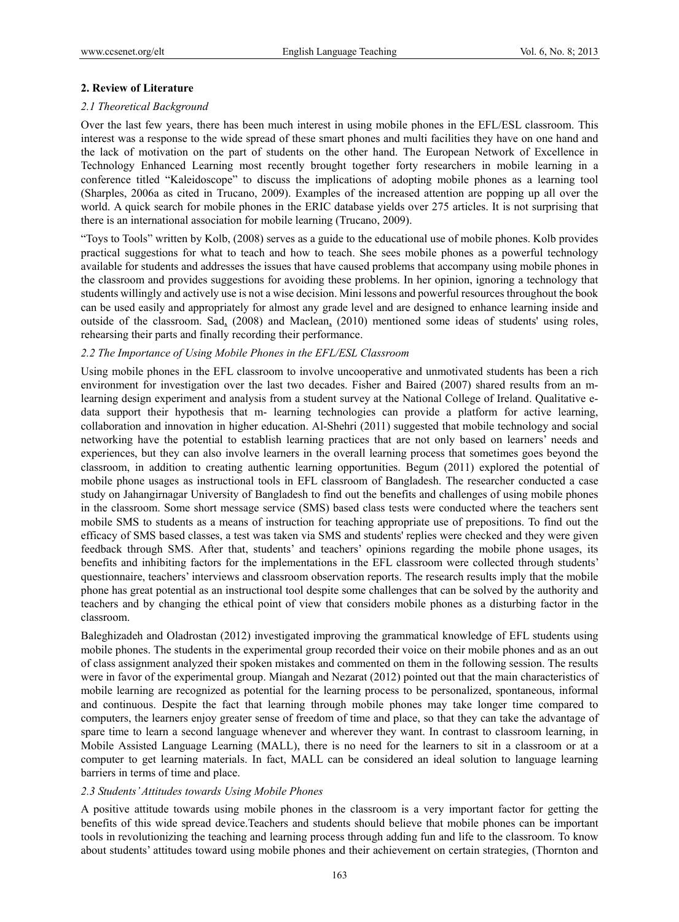## 2. Review of Literature

### *2.1 Theoretical Background*

Over the last few years, there has been much interest in using mobile phones in the EFL/ESL classroom. This interest was a response to the wide spread of these smart phones and multi facilities they have on one hand and the lack of motivation on the part of students on the other hand. The European Network of Excellence in Technology Enhanced Learning most recently brought together forty researchers in mobile learning in a conference titled "Kaleidoscope" to discuss the implications of adopting mobile phones as a learning tool (Sharples, 2006a as cited in Trucano, 2009). Examples of the increased attention are popping up all over the world. A quick search for mobile phones in the ERIC database yields over 275 articles. It is not surprising that there is an international association for mobile learning (Trucano, 2009).

"Toys to Tools" written by Kolb, (2008) serves as a guide to the educational use of mobile phones. Kolb provides practical suggestions for what to teach and how to teach. She sees mobile phones as a powerful technology available for students and addresses the issues that have caused problems that accompany using mobile phones in the classroom and provides suggestions for avoiding these problems. In her opinion, ignoring a technology that students willingly and actively use is not a wise decision. Mini lessons and powerful resources throughout the book can be used easily and appropriately for almost any grade level and are designed to enhance learning inside and outside of the classroom. Sad, (2008) and Maclean, (2010) mentioned some ideas of students' using roles, rehearsing their parts and finally recording their performance.

### *2.2 The Importance of Using Mobile Phones in the EFL/ESL Classroom*

Using mobile phones in the EFL classroom to involve uncooperative and unmotivated students has been a rich environment for investigation over the last two decades. Fisher and Baired (2007) shared results from an m-learning design experiment and analysis from a student survey at the National College of Ireland. Qualitative e-data support their hypothesis that m- learning technologies can provide a platform for active learning, collaboration and innovation in higher education. Al-Shehri (2011) suggested that mobile technology and social networking have the potential to establish learning practices that are not only based on learners' needs and experiences, but they can also involve learners in the overall learning process that sometimes goes beyond the classroom, in addition to creating authentic learning opportunities. Begum (2011) explored the potential of mobile phone usages as instructional tools in EFL classroom of Bangladesh. The researcher conducted a case study on Jahangirnagar University of Bangladesh to find out the benefits and challenges of using mobile phones in the classroom. Some short message service (SMS) based class tests were conducted where the teachers sent mobile SMS to students as a means of instruction for teaching appropriate use of prepositions. To find out the efficacy of SMS based classes, a test was taken via SMS and students' replies were checked and they were given feedback through SMS. After that, students' and teachers' opinions regarding the mobile phone usages, its benefits and inhibiting factors for the implementations in the EFL classroom were collected through students' questionnaire, teachers' interviews and classroom observation reports. The research results imply that the mobile phone has great potential as an instructional tool despite some challenges that can be solved by the authority and teachers and by changing the ethical point of view that considers mobile phones as a disturbing factor in the classroom.

Baleghizadeh and Oladrostan (2012) investigated improving the grammatical knowledge of EFL students using mobile phones. The students in the experimental group recorded their voice on their mobile phones and as an out of class assignment analyzed their spoken mistakes and commented on them in the following session. The results were in favor of the experimental group. Miangah and Nezarat (2012) pointed out that the main characteristics of mobile learning are recognized as potential for the learning process to be personalized, spontaneous, informal and continuous. Despite the fact that learning through mobile phones may take longer time compared to computers, the learners enjoy greater sense of freedom of time and place, so that they can take the advantage of spare time to learn a second language whenever and wherever they want. In contrast to classroom learning, in Mobile Assisted Language Learning (MALL), there is no need for the learners to sit in a classroom or at a computer to get learning materials. In fact, MALL can be considered an ideal solution to language learning barriers in terms of time and place.

### *2.3 Students' Attitudes towards Using Mobile Phones*

A positive attitude towards using mobile phones in the classroom is a very important factor for getting the benefits of this wide spread device.Teachers and students should believe that mobile phones can be important tools in revolutionizing the teaching and learning process through adding fun and life to the classroom. To know about students' attitudes toward using mobile phones and their achievement on certain strategies, (Thornton and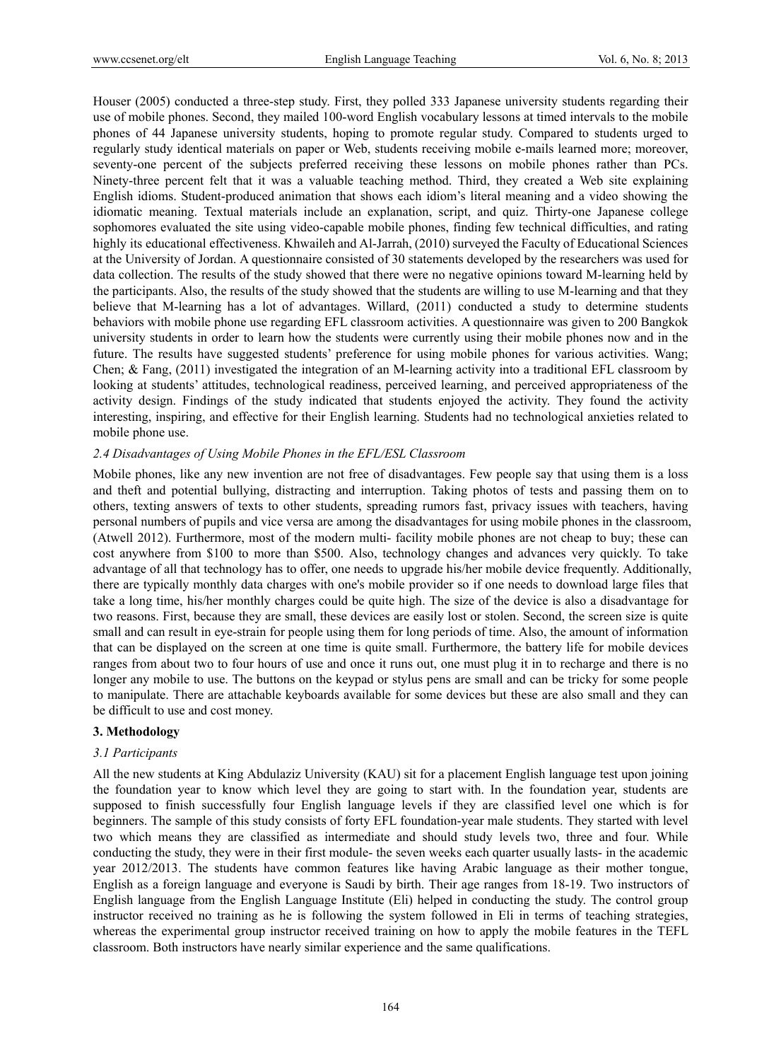Houser (2005) conducted a three-step study. First, they polled 333 Japanese university students regarding their use of mobile phones. Second, they mailed 100-word English vocabulary lessons at timed intervals to the mobile phones of 44 Japanese university students, hoping to promote regular study. Compared to students urged to regularly study identical materials on paper or Web, students receiving mobile e-mails learned more; moreover, seventy-one percent of the subjects preferred receiving these lessons on mobile phones rather than PCs. Ninety-three percent felt that it was a valuable teaching method. Third, they created a Web site explaining English idioms. Student-produced animation that shows each idiom's literal meaning and a video showing the idiomatic meaning. Textual materials include an explanation, script, and quiz. Thirty-one Japanese college sophomores evaluated the site using video-capable mobile phones, finding few technical difficulties, and rating highly its educational effectiveness. Khwaileh and Al-Jarrah, (2010) surveyed the Faculty of Educational Sciences at the University of Jordan. A questionnaire consisted of 30 statements developed by the researchers was used for data collection. The results of the study showed that there were no negative opinions toward M-learning held by the participants. Also, the results of the study showed that the students are willing to use M-learning and that they believe that M-learning has a lot of advantages. Willard, (2011) conducted a study to determine students behaviors with mobile phone use regarding EFL classroom activities. A questionnaire was given to 200 Bangkok university students in order to learn how the students were currently using their mobile phones now and in the future. The results have suggested students' preference for using mobile phones for various activities. Wang; Chen; & Fang, (2011) investigated the integration of an M-learning activity into a traditional EFL classroom by looking at students' attitudes, technological readiness, perceived learning, and perceived appropriateness of the activity design. Findings of the study indicated that students enjoyed the activity. They found the activity interesting, inspiring, and effective for their English learning. Students had no technological anxieties related to mobile phone use.

### *2.4 Disadvantages of Using Mobile Phones in the EFL/ESL Classroom*

Mobile phones, like any new invention are not free of disadvantages. Few people say that using them is a loss and theft and potential bullying, distracting and interruption. Taking photos of tests and passing them on to others, texting answers of texts to other students, spreading rumors fast, privacy issues with teachers, having personal numbers of pupils and vice versa are among the disadvantages for using mobile phones in the classroom, (Atwell 2012). Furthermore, most of the modern multi- facility mobile phones are not cheap to buy; these can cost anywhere from $100 to more than $500. Also, technology changes and advances very quickly. To take advantage of all that technology has to offer, one needs to upgrade his/her mobile device frequently. Additionally, there are typically monthly data charges with one's mobile provider so if one needs to download large files that take a long time, his/her monthly charges could be quite high. The size of the device is also a disadvantage for two reasons. First, because they are small, these devices are easily lost or stolen. Second, the screen size is quite small and can result in eye-strain for people using them for long periods of time. Also, the amount of information that can be displayed on the screen at one time is quite small. Furthermore, the battery life for mobile devices ranges from about two to four hours of use and once it runs out, one must plug it in to recharge and there is no longer any mobile to use. The buttons on the keypad or stylus pens are small and can be tricky for some people to manipulate. There are attachable keyboards available for some devices but these are also small and they can be difficult to use and cost money.

## 3. Methodology

### *3.1 Participants*

All the new students at King Abdulaziz University (KAU) sit for a placement English language test upon joining the foundation year to know which level they are going to start with. In the foundation year, students are supposed to finish successfully four English language levels if they are classified level one which is for beginners. The sample of this study consists of forty EFL foundation-year male students. They started with level two which means they are classified as intermediate and should study levels two, three and four. While conducting the study, they were in their first module- the seven weeks each quarter usually lasts- in the academic year 2012/2013. The students have common features like having Arabic language as their mother tongue, English as a foreign language and everyone is Saudi by birth. Their age ranges from 18-19. Two instructors of English language from the English Language Institute (Eli) helped in conducting the study. The control group instructor received no training as he is following the system followed in Eli in terms of teaching strategies, whereas the experimental group instructor received training on how to apply the mobile features in the TEFL classroom. Both instructors have nearly similar experience and the same qualifications.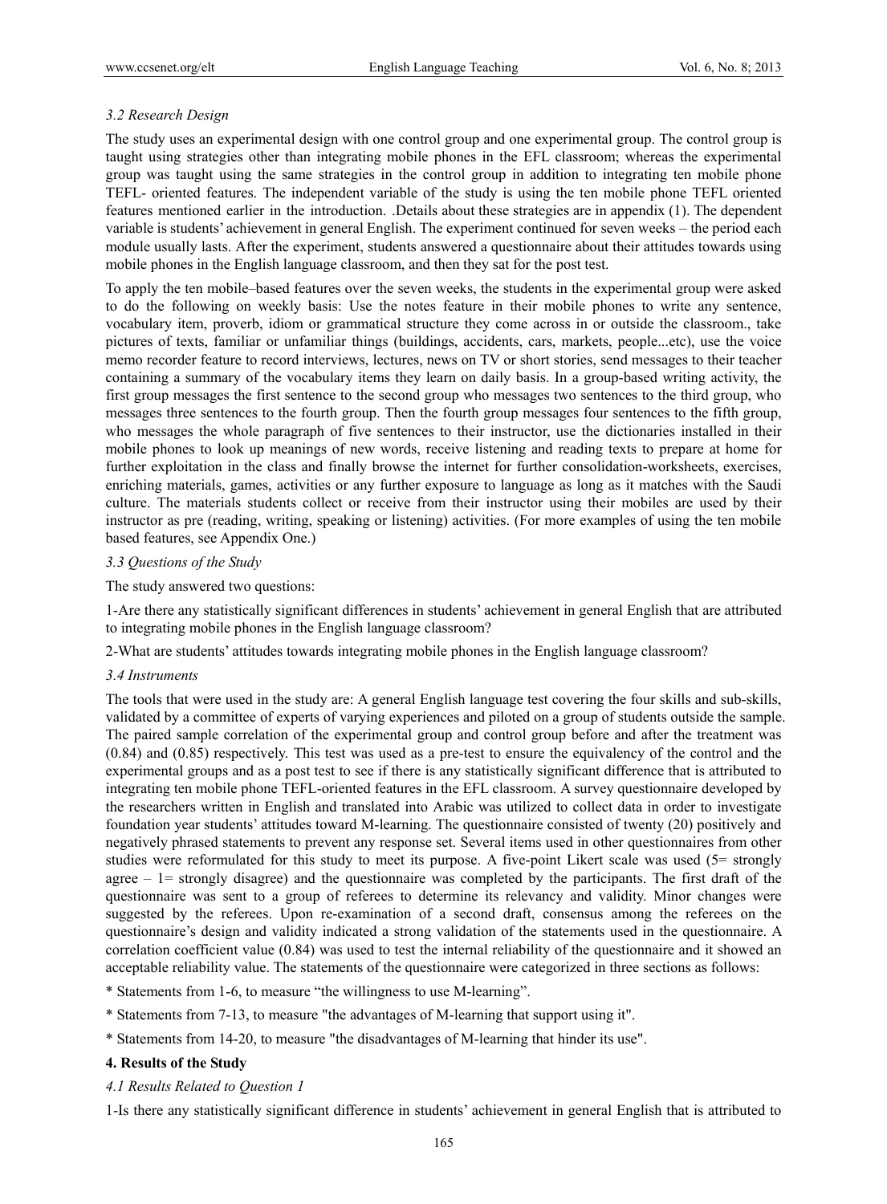### *3.2 Research Design*

The study uses an experimental design with one control group and one experimental group. The control group is taught using strategies other than integrating mobile phones in the EFL classroom; whereas the experimental group was taught using the same strategies in the control group in addition to integrating ten mobile phone TEFL- oriented features. The independent variable of the study is using the ten mobile phone TEFL oriented features mentioned earlier in the introduction. .Details about these strategies are in appendix (1). The dependent variable is students' achievement in general English. The experiment continued for seven weeks – the period each module usually lasts. After the experiment, students answered a questionnaire about their attitudes towards using mobile phones in the English language classroom, and then they sat for the post test.

To apply the ten mobile–based features over the seven weeks, the students in the experimental group were asked to do the following on weekly basis: Use the notes feature in their mobile phones to write any sentence, vocabulary item, proverb, idiom or grammatical structure they come across in or outside the classroom., take pictures of texts, familiar or unfamiliar things (buildings, accidents, cars, markets, people...etc), use the voice memo recorder feature to record interviews, lectures, news on TV or short stories, send messages to their teacher containing a summary of the vocabulary items they learn on daily basis. In a group-based writing activity, the first group messages the first sentence to the second group who messages two sentences to the third group, who messages three sentences to the fourth group. Then the fourth group messages four sentences to the fifth group, who messages the whole paragraph of five sentences to their instructor, use the dictionaries installed in their mobile phones to look up meanings of new words, receive listening and reading texts to prepare at home for further exploitation in the class and finally browse the internet for further consolidation-worksheets, exercises, enriching materials, games, activities or any further exposure to language as long as it matches with the Saudi culture. The materials students collect or receive from their instructor using their mobiles are used by their instructor as pre (reading, writing, speaking or listening) activities. (For more examples of using the ten mobile based features, see Appendix One.)

### *3.3 Questions of the Study*

The study answered two questions:

1-Are there any statistically significant differences in students' achievement in general English that are attributed to integrating mobile phones in the English language classroom?

2-What are students' attitudes towards integrating mobile phones in the English language classroom?

### *3.4 Instruments*

The tools that were used in the study are: A general English language test covering the four skills and sub-skills, validated by a committee of experts of varying experiences and piloted on a group of students outside the sample. The paired sample correlation of the experimental group and control group before and after the treatment was (0.84) and (0.85) respectively. This test was used as a pre-test to ensure the equivalency of the control and the experimental groups and as a post test to see if there is any statistically significant difference that is attributed to integrating ten mobile phone TEFL-oriented features in the EFL classroom. A survey questionnaire developed by the researchers written in English and translated into Arabic was utilized to collect data in order to investigate foundation year students' attitudes toward M-learning. The questionnaire consisted of twenty (20) positively and negatively phrased statements to prevent any response set. Several items used in other questionnaires from other studies were reformulated for this study to meet its purpose. A five-point Likert scale was used (5= strongly agree – 1= strongly disagree) and the questionnaire was completed by the participants. The first draft of the questionnaire was sent to a group of referees to determine its relevancy and validity. Minor changes were suggested by the referees. Upon re-examination of a second draft, consensus among the referees on the questionnaire's design and validity indicated a strong validation of the statements used in the questionnaire. A correlation coefficient value (0.84) was used to test the internal reliability of the questionnaire and it showed an acceptable reliability value. The statements of the questionnaire were categorized in three sections as follows:

* Statements from 1-6, to measure "the willingness to use M-learning".

* Statements from 7-13, to measure "the advantages of M-learning that support using it".

* Statements from 14-20, to measure "the disadvantages of M-learning that hinder its use".

## **4. Results of the Study**

### *4.1 Results Related to Question 1*

1-Is there any statistically significant difference in students' achievement in general English that is attributed to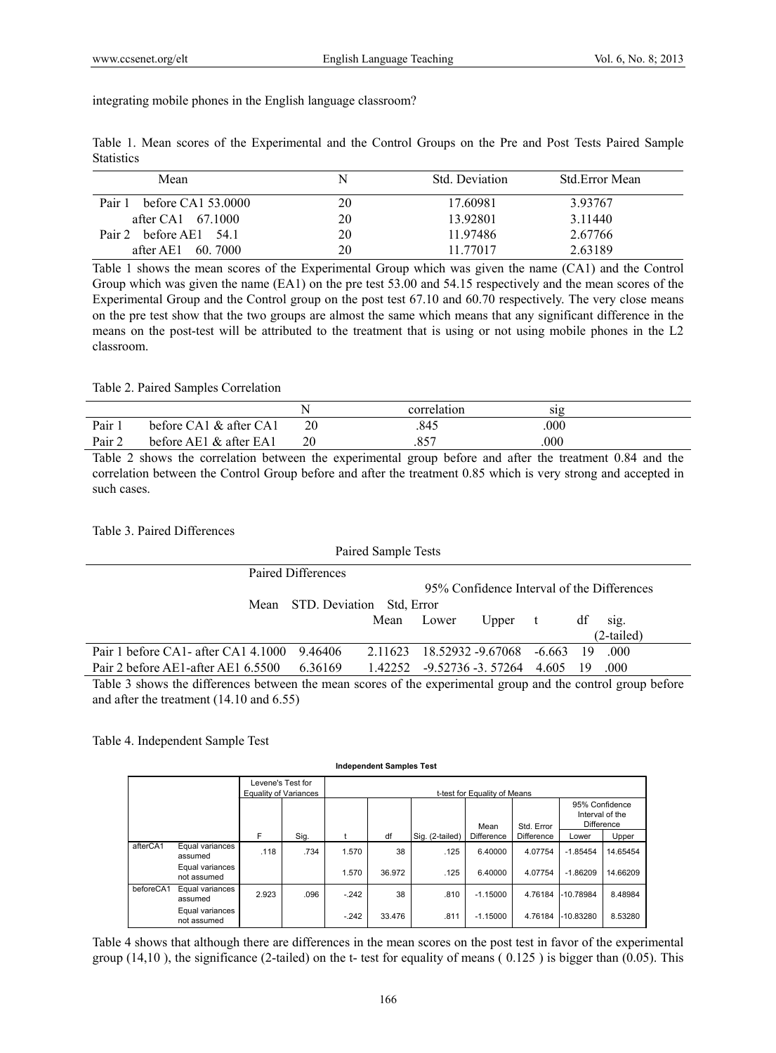integrating mobile phones in the English language classroom?

Table 1. Mean scores of the Experimental and the Control Groups on the Pre and Post Tests Paired Sample Statistics

| Mean | N | Std. Deviation | Std.Error Mean |
|---|---|---|---|
| Pair 1 before CA1 53.0000 | 20 | 17.60981 | 3.93767 |
| after CA1 67.1000 | 20 | 13.92801 | 3.11440 |
| Pair 2 before AE1 54.1 | 20 | 11.97486 | 2.67766 |
| after AE1 60. 7000 | 20 | 11.77017 | 2.63189 |

Table 1 shows the mean scores of the Experimental Group which was given the name (CA1) and the Control Group which was given the name (EA1) on the pre test 53.00 and 54.15 respectively and the mean scores of the Experimental Group and the Control group on the post test 67.10 and 60.70 respectively. The very close means on the pre test show that the two groups are almost the same which means that any significant difference in the means on the post-test will be attributed to the treatment that is using or not using mobile phones in the L2 classroom.

Table 2. Paired Samples Correlation

| | | N | correlation | sig |
|---|---|---|---|---|
| Pair 1 | before CA1 & after CA1 | 20 | .845 | .000 |
| Pair 2 | before AE1 & after EA1 | 20 | .857 | .000 |

Table 2 shows the correlation between the experimental group before and after the treatment 0.84 and the correlation between the Control Group before and after the treatment 0.85 which is very strong and accepted in such cases.

Table 3. Paired Differences

Paired Sample Tests

| | Paired Differences | | | | | | | |
|---|---|---|---|---|---|---|---|---|
| | | | | 95% Confidence Interval of the Differences | | | | |
| | Mean | STD. Deviation | Std, Error Mean | Lower | Upper | t | df | sig. (2-tailed) |
| Pair 1 before CA1- after CA1 | 4.1000 | 9.46406 | 2.11623 | 18.52932 | -9.67068 | -6.663 | 19 | .000 |
| Pair 2 before AE1-after AE1 | 6.5500 | 6.36169 | 1.42252 | -9.52736 | -3. 57264 | 4.605 | 19 | .000 |

Table 3 shows the differences between the mean scores of the experimental group and the control group before and after the treatment (14.10 and 6.55)

Table 4. Independent Sample Test

**Independent Samples Test**

| | | Levene's Test for Equality of Variances | | t-test for Equality of Means | | | | | | |
|---|---|---|---|---|---|---|---|---|---|---|
| | | | | | | | | | 95% Confidence Interval of the Difference | |
| | | F | Sig. | t | df | Sig. (2-tailed) | Mean Difference | Std. Error Difference | Lower | Upper |
| afterCA1 | Equal variances assumed | .118 | .734 | 1.570 | 38 | .125 | 6.40000 | 4.07754 | -1.85454 | 14.65454 |
| | Equal variances not assumed | | | 1.570 | 36.972 | .125 | 6.40000 | 4.07754 | -1.86209 | 14.66209 |
| beforeCA1 | Equal variances assumed | 2.923 | .096 | -.242 | 38 | .810 | -1.15000 | 4.76184 | -10.78984 | 8.48984 |
| | Equal variances not assumed | | | -.242 | 33.476 | .811 | -1.15000 | 4.76184 | -10.83280 | 8.53280 |

Table 4 shows that although there are differences in the mean scores on the post test in favor of the experimental group (14,10 ), the significance (2-tailed) on the t- test for equality of means ( 0.125 ) is bigger than (0.05). This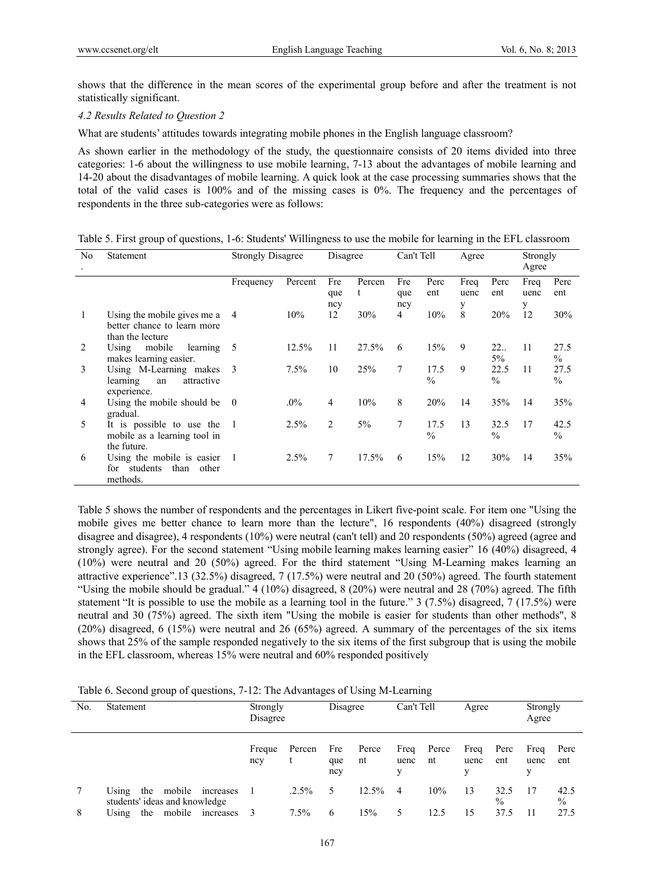shows that the difference in the mean scores of the experimental group before and after the treatment is not statistically significant.

### *4.2 Results Related to Question 2*

What are students' attitudes towards integrating mobile phones in the English language classroom?

As shown earlier in the methodology of the study, the questionnaire consists of 20 items divided into three categories: 1-6 about the willingness to use mobile learning, 7-13 about the advantages of mobile learning and 14-20 about the disadvantages of mobile learning. A quick look at the case processing summaries shows that the total of the valid cases is 100% and of the missing cases is 0%. The frequency and the percentages of respondents in the three sub-categories were as follows:

Table 5. First group of questions, 1-6: Students' Willingness to use the mobile for learning in the EFL classroom

| No. | Statement | Strongly Disagree | | Disagree | | Can't Tell | | Agree | | Strongly Agree | |
|---|---|---|---|---|---|---|---|---|---|---|---|
| | | Frequency | Percent | Frequency | Percent | Frequency | Percent | Frequency | Percent | Frequency | Percent |
| 1 | Using the mobile gives me a better chance to learn more than the lecture | 4 | 10% | 12 | 30% | 4 | 10% | 8 | 20% | 12 | 30% |
| 2 | Using mobile learning makes learning easier. | 5 | 12.5% | 11 | 27.5% | 6 | 15% | 9 | 22..5% | 11 | 27.5 % |
| 3 | Using M-Learning makes learning an attractive experience. | 3 | 7.5% | 10 | 25% | 7 | 17.5 % | 9 | 22.5 % | 11 | 27.5 % |
| 4 | Using the mobile should be gradual. | 0 | .0% | 4 | 10% | 8 | 20% | 14 | 35% | 14 | 35% |
| 5 | It is possible to use the mobile as a learning tool in the future. | 1 | 2.5% | 2 | 5% | 7 | 17.5 % | 13 | 32.5 % | 17 | 42.5 % |
| 6 | Using the mobile is easier for students than other methods. | 1 | 2.5% | 7 | 17.5% | 6 | 15% | 12 | 30% | 14 | 35% |

Table 5 shows the number of respondents and the percentages in Likert five-point scale. For item one "Using the mobile gives me better chance to learn more than the lecture", 16 respondents (40%) disagreed (strongly disagree and disagree), 4 respondents (10%) were neutral (can't tell) and 20 respondents (50%) agreed (agree and strongly agree). For the second statement "Using mobile learning makes learning easier" 16 (40%) disagreed, 4 (10%) were neutral and 20 (50%) agreed. For the third statement "Using M-Learning makes learning an attractive experience".13 (32.5%) disagreed, 7 (17.5%) were neutral and 20 (50%) agreed. The fourth statement "Using the mobile should be gradual." 4 (10%) disagreed, 8 (20%) were neutral and 28 (70%) agreed. The fifth statement "It is possible to use the mobile as a learning tool in the future." 3 (7.5%) disagreed, 7 (17.5%) were neutral and 30 (75%) agreed. The sixth item "Using the mobile is easier for students than other methods", 8 (20%) disagreed, 6 (15%) were neutral and 26 (65%) agreed. A summary of the percentages of the six items shows that 25% of the sample responded negatively to the six items of the first subgroup that is using the mobile in the EFL classroom, whereas 15% were neutral and 60% responded positively

Table 6. Second group of questions, 7-12: The Advantages of Using M-Learning

| No. | Statement | Strongly Disagree | | Disagree | | Can't Tell | | Agree | | Strongly Agree | |
|---|---|---|---|---|---|---|---|---|---|---|---|
| | | Frequency | Percent | Frequency | Percent | Frequency | Percent | Frequency | Percent | Frequency | Percent |
| 7 | Using the mobile increases students' ideas and knowledge | 1 | .2.5% | 5 | 12.5% | 4 | 10% | 13 | 32.5 % | 17 | 42.5 % |
| 8 | Using the mobile increases | 3 | 7.5% | 6 | 15% | 5 | 12.5 | 15 | 37.5 | 11 | 27.5 |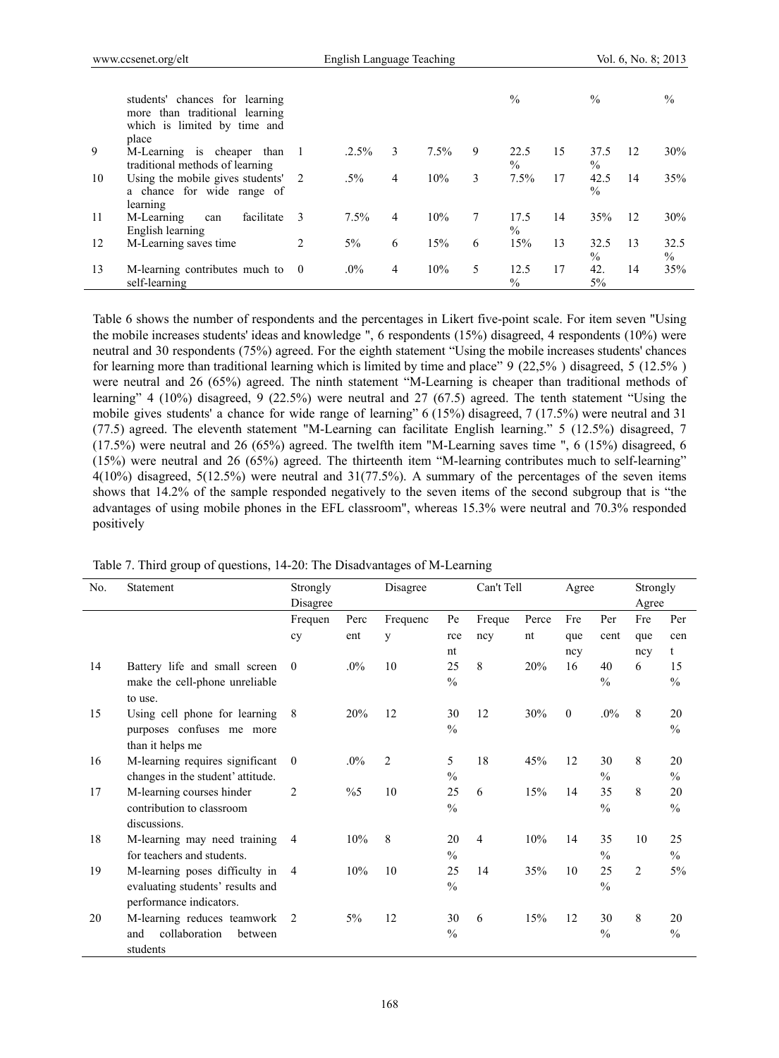| | | | | | | | | | | | |
|---|---|---|---|---|---|---|---|---|---|---|---|
| | students' chances for learning more than traditional learning which is limited by time and place | | | | | | % | | % | | % |
| 9 | M-Learning is cheaper than traditional methods of learning | 1 | .2.5% | 3 | 7.5% | 9 | 22.5 % | 15 | 37.5 % | 12 | 30% |
| 10 | Using the mobile gives students' a chance for wide range of learning | 2 | .5% | 4 | 10% | 3 | 7.5% | 17 | 42.5 % | 14 | 35% |
| 11 | M-Learning can facilitate English learning | 3 | 7.5% | 4 | 10% | 7 | 17.5 % | 14 | 35% | 12 | 30% |
| 12 | M-Learning saves time | 2 | 5% | 6 | 15% | 6 | 15% | 13 | 32.5 % | 13 | 32.5 % |
| 13 | M-learning contributes much to self-learning | 0 | .0% | 4 | 10% | 5 | 12.5 % | 17 | 42. 5% | 14 | 35% |

Table 6 shows the number of respondents and the percentages in Likert five-point scale. For item seven "Using the mobile increases students' ideas and knowledge ", 6 respondents (15%) disagreed, 4 respondents (10%) were neutral and 30 respondents (75%) agreed. For the eighth statement "Using the mobile increases students' chances for learning more than traditional learning which is limited by time and place" 9 (22,5% ) disagreed, 5 (12.5% ) were neutral and 26 (65%) agreed. The ninth statement "M-Learning is cheaper than traditional methods of learning" 4 (10%) disagreed, 9 (22.5%) were neutral and 27 (67.5) agreed. The tenth statement "Using the mobile gives students' a chance for wide range of learning" 6 (15%) disagreed, 7 (17.5%) were neutral and 31 (77.5) agreed. The eleventh statement "M-Learning can facilitate English learning." 5 (12.5%) disagreed, 7 (17.5%) were neutral and 26 (65%) agreed. The twelfth item "M-Learning saves time ", 6 (15%) disagreed, 6 (15%) were neutral and 26 (65%) agreed. The thirteenth item "M-learning contributes much to self-learning" 4(10%) disagreed, 5(12.5%) were neutral and 31(77.5%). A summary of the percentages of the seven items shows that 14.2% of the sample responded negatively to the seven items of the second subgroup that is "the advantages of using mobile phones in the EFL classroom", whereas 15.3% were neutral and 70.3% responded positively

Table 7. Third group of questions, 14-20: The Disadvantages of M-Learning

| No. | Statement | Strongly Disagree | | Disagree | | Can't Tell | | Agree | | Strongly Agree | |
|---|---|---|---|---|---|---|---|---|---|---|---|
| | | Frequency | Percent | Frequency | Percent | Frequency | Percent | Frequency | Percent | Frequency | Percent |
| 14 | Battery life and small screen make the cell-phone unreliable to use. | 0 | .0% | 10 | 25 % | 8 | 20% | 16 | 40 % | 6 | 15 % |
| 15 | Using cell phone for learning purposes confuses me more than it helps me | 8 | 20% | 12 | 30 % | 12 | 30% | 0 | .0% | 8 | 20 % |
| 16 | M-learning requires significant changes in the student' attitude. | 0 | .0% | 2 | 5 % | 18 | 45% | 12 | 30 % | 8 | 20 % |
| 17 | M-learning courses hinder contribution to classroom discussions. | 2 | %5 | 10 | 25 % | 6 | 15% | 14 | 35 % | 8 | 20 % |
| 18 | M-learning may need training for teachers and students. | 4 | 10% | 8 | 20 % | 4 | 10% | 14 | 35 % | 10 | 25 % |
| 19 | M-learning poses difficulty in evaluating students' results and performance indicators. | 4 | 10% | 10 | 25 % | 14 | 35% | 10 | 25 % | 2 | 5% |
| 20 | M-learning reduces teamwork and collaboration between students | 2 | 5% | 12 | 30 % | 6 | 15% | 12 | 30 % | 8 | 20 % |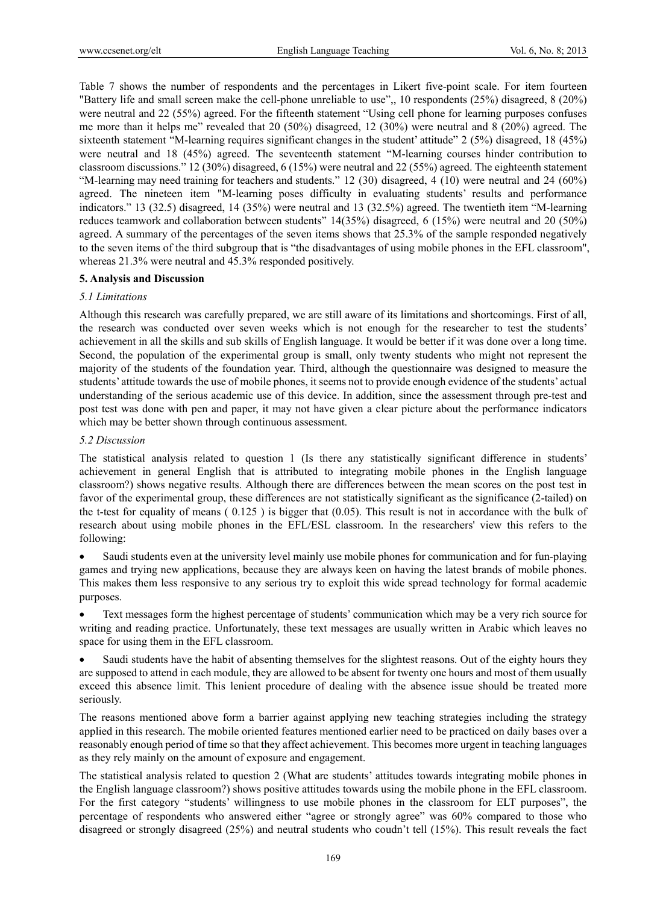Table 7 shows the number of respondents and the percentages in Likert five-point scale. For item fourteen "Battery life and small screen make the cell-phone unreliable to use",, 10 respondents (25%) disagreed, 8 (20%) were neutral and 22 (55%) agreed. For the fifteenth statement "Using cell phone for learning purposes confuses me more than it helps me" revealed that 20 (50%) disagreed, 12 (30%) were neutral and 8 (20%) agreed. The sixteenth statement "M-learning requires significant changes in the student' attitude" 2 (5%) disagreed, 18 (45%) were neutral and 18 (45%) agreed. The seventeenth statement "M-learning courses hinder contribution to classroom discussions." 12 (30%) disagreed, 6 (15%) were neutral and 22 (55%) agreed. The eighteenth statement "M-learning may need training for teachers and students." 12 (30) disagreed, 4 (10) were neutral and 24 (60%) agreed. The nineteen item "M-learning poses difficulty in evaluating students' results and performance indicators." 13 (32.5) disagreed, 14 (35%) were neutral and 13 (32.5%) agreed. The twentieth item "M-learning reduces teamwork and collaboration between students" 14(35%) disagreed, 6 (15%) were neutral and 20 (50%) agreed. A summary of the percentages of the seven items shows that 25.3% of the sample responded negatively to the seven items of the third subgroup that is "the disadvantages of using mobile phones in the EFL classroom", whereas 21.3% were neutral and 45.3% responded positively.

## 5. Analysis and Discussion

### *5.1 Limitations*

Although this research was carefully prepared, we are still aware of its limitations and shortcomings. First of all, the research was conducted over seven weeks which is not enough for the researcher to test the students' achievement in all the skills and sub skills of English language. It would be better if it was done over a long time. Second, the population of the experimental group is small, only twenty students who might not represent the majority of the students of the foundation year. Third, although the questionnaire was designed to measure the students' attitude towards the use of mobile phones, it seems not to provide enough evidence of the students' actual understanding of the serious academic use of this device. In addition, since the assessment through pre-test and post test was done with pen and paper, it may not have given a clear picture about the performance indicators which may be better shown through continuous assessment.

### *5.2 Discussion*

The statistical analysis related to question 1 (Is there any statistically significant difference in students' achievement in general English that is attributed to integrating mobile phones in the English language classroom?) shows negative results. Although there are differences between the mean scores on the post test in favor of the experimental group, these differences are not statistically significant as the significance (2-tailed) on the t-test for equality of means ( 0.125 ) is bigger that (0.05). This result is not in accordance with the bulk of research about using mobile phones in the EFL/ESL classroom. In the researchers' view this refers to the following:

- Saudi students even at the university level mainly use mobile phones for communication and for fun-playing games and trying new applications, because they are always keen on having the latest brands of mobile phones. This makes them less responsive to any serious try to exploit this wide spread technology for formal academic purposes.
- Text messages form the highest percentage of students' communication which may be a very rich source for writing and reading practice. Unfortunately, these text messages are usually written in Arabic which leaves no space for using them in the EFL classroom.
- Saudi students have the habit of absenting themselves for the slightest reasons. Out of the eighty hours they are supposed to attend in each module, they are allowed to be absent for twenty one hours and most of them usually exceed this absence limit. This lenient procedure of dealing with the absence issue should be treated more seriously.

The reasons mentioned above form a barrier against applying new teaching strategies including the strategy applied in this research. The mobile oriented features mentioned earlier need to be practiced on daily bases over a reasonably enough period of time so that they affect achievement. This becomes more urgent in teaching languages as they rely mainly on the amount of exposure and engagement.

The statistical analysis related to question 2 (What are students' attitudes towards integrating mobile phones in the English language classroom?) shows positive attitudes towards using the mobile phone in the EFL classroom. For the first category "students' willingness to use mobile phones in the classroom for ELT purposes", the percentage of respondents who answered either "agree or strongly agree" was 60% compared to those who disagreed or strongly disagreed (25%) and neutral students who coudn't tell (15%). This result reveals the fact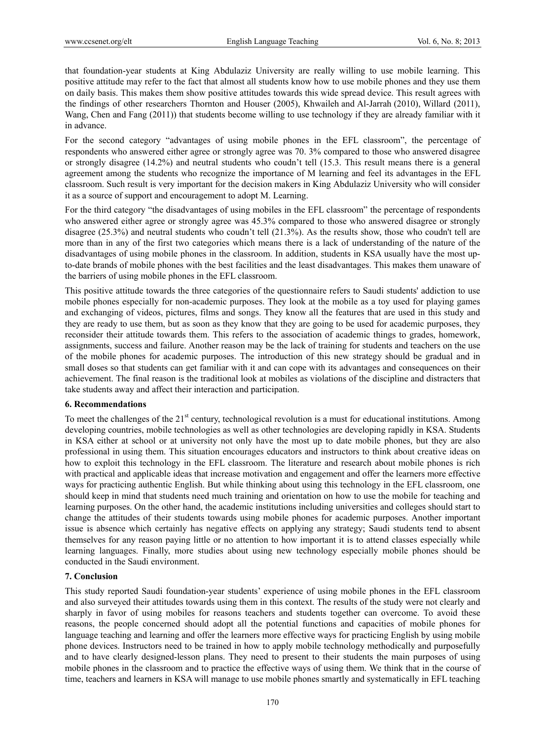that foundation-year students at King Abdulaziz University are really willing to use mobile learning. This positive attitude may refer to the fact that almost all students know how to use mobile phones and they use them on daily basis. This makes them show positive attitudes towards this wide spread device. This result agrees with the findings of other researchers Thornton and Houser (2005), Khwaileh and Al-Jarrah (2010), Willard (2011), Wang, Chen and Fang (2011)) that students become willing to use technology if they are already familiar with it in advance.

For the second category "advantages of using mobile phones in the EFL classroom", the percentage of respondents who answered either agree or strongly agree was 70. 3% compared to those who answered disagree or strongly disagree (14.2%) and neutral students who coudn't tell (15.3. This result means there is a general agreement among the students who recognize the importance of M learning and feel its advantages in the EFL classroom. Such result is very important for the decision makers in King Abdulaziz University who will consider it as a source of support and encouragement to adopt M. Learning.

For the third category "the disadvantages of using mobiles in the EFL classroom" the percentage of respondents who answered either agree or strongly agree was 45.3% compared to those who answered disagree or strongly disagree (25.3%) and neutral students who coudn't tell (21.3%). As the results show, those who coudn't tell are more than in any of the first two categories which means there is a lack of understanding of the nature of the disadvantages of using mobile phones in the classroom. In addition, students in KSA usually have the most up-to-date brands of mobile phones with the best facilities and the least disadvantages. This makes them unaware of the barriers of using mobile phones in the EFL classroom.

This positive attitude towards the three categories of the questionnaire refers to Saudi students' addiction to use mobile phones especially for non-academic purposes. They look at the mobile as a toy used for playing games and exchanging of videos, pictures, films and songs. They know all the features that are used in this study and they are ready to use them, but as soon as they know that they are going to be used for academic purposes, they reconsider their attitude towards them. This refers to the association of academic things to grades, homework, assignments, success and failure. Another reason may be the lack of training for students and teachers on the use of the mobile phones for academic purposes. The introduction of this new strategy should be gradual and in small doses so that students can get familiar with it and can cope with its advantages and consequences on their achievement. The final reason is the traditional look at mobiles as violations of the discipline and distracters that take students away and affect their interaction and participation.

## 6. Recommendations

To meet the challenges of the 21st century, technological revolution is a must for educational institutions. Among developing countries, mobile technologies as well as other technologies are developing rapidly in KSA. Students in KSA either at school or at university not only have the most up to date mobile phones, but they are also professional in using them. This situation encourages educators and instructors to think about creative ideas on how to exploit this technology in the EFL classroom. The literature and research about mobile phones is rich with practical and applicable ideas that increase motivation and engagement and offer the learners more effective ways for practicing authentic English. But while thinking about using this technology in the EFL classroom, one should keep in mind that students need much training and orientation on how to use the mobile for teaching and learning purposes. On the other hand, the academic institutions including universities and colleges should start to change the attitudes of their students towards using mobile phones for academic purposes. Another important issue is absence which certainly has negative effects on applying any strategy; Saudi students tend to absent themselves for any reason paying little or no attention to how important it is to attend classes especially while learning languages. Finally, more studies about using new technology especially mobile phones should be conducted in the Saudi environment.

## 7. Conclusion

This study reported Saudi foundation-year students' experience of using mobile phones in the EFL classroom and also surveyed their attitudes towards using them in this context. The results of the study were not clearly and sharply in favor of using mobiles for reasons teachers and students together can overcome. To avoid these reasons, the people concerned should adopt all the potential functions and capacities of mobile phones for language teaching and learning and offer the learners more effective ways for practicing English by using mobile phone devices. Instructors need to be trained in how to apply mobile technology methodically and purposefully and to have clearly designed-lesson plans. They need to present to their students the main purposes of using mobile phones in the classroom and to practice the effective ways of using them. We think that in the course of time, teachers and learners in KSA will manage to use mobile phones smartly and systematically in EFL teaching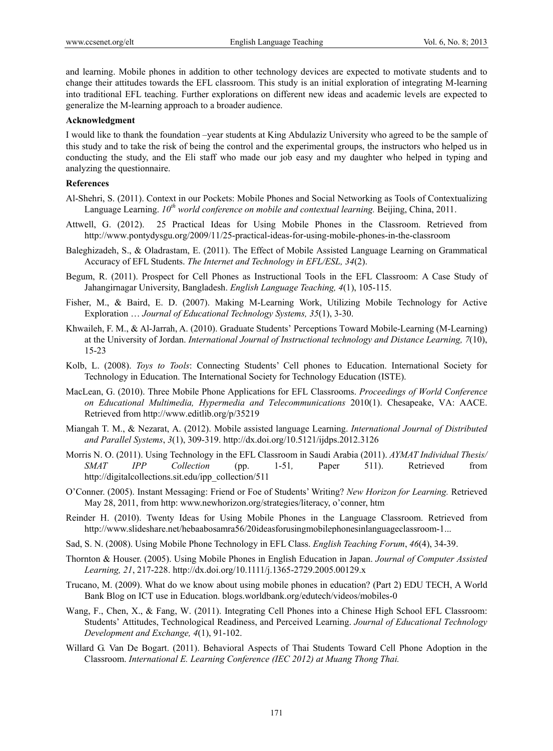and learning. Mobile phones in addition to other technology devices are expected to motivate students and to change their attitudes towards the EFL classroom. This study is an initial exploration of integrating M-learning into traditional EFL teaching. Further explorations on different new ideas and academic levels are expected to generalize the M-learning approach to a broader audience.

**Acknowledgment**

I would like to thank the foundation –year students at King Abdulaziz University who agreed to be the sample of this study and to take the risk of being the control and the experimental groups, the instructors who helped us in conducting the study, and the Eli staff who made our job easy and my daughter who helped in typing and analyzing the questionnaire.

**References**

Al-Shehri, S. (2011). Context in our Pockets: Mobile Phones and Social Networking as Tools of Contextualizing Language Learning. *10th world conference on mobile and contextual learning.* Beijing, China, 2011.

Attwell, G. (2012). 25 Practical Ideas for Using Mobile Phones in the Classroom. Retrieved from http://www.pontydysgu.org/2009/11/25-practical-ideas-for-using-mobile-phones-in-the-classroom

Baleghizadeh, S., & Oladrastam, E. (2011). The Effect of Mobile Assisted Language Learning on Grammatical Accuracy of EFL Students. *The Internet and Technology in EFL/ESL, 34*(2).

Begum, R. (2011). Prospect for Cell Phones as Instructional Tools in the EFL Classroom: A Case Study of Jahangirnagar University, Bangladesh. *English Language Teaching, 4*(1), 105-115.

Fisher, M., & Baird, E. D. (2007). Making M-Learning Work, Utilizing Mobile Technology for Active Exploration … *Journal of Educational Technology Systems, 35*(1), 3-30.

Khwaileh, F. M., & Al-Jarrah, A. (2010). Graduate Students' Perceptions Toward Mobile-Learning (M-Learning) at the University of Jordan. *International Journal of Instructional technology and Distance Learning, 7*(10), 15-23

Kolb, L. (2008). *Toys to Tools*: Connecting Students' Cell phones to Education. International Society for Technology in Education. The International Society for Technology Education (ISTE).

MacLean, G. (2010). Three Mobile Phone Applications for EFL Classrooms. *Proceedings of World Conference on Educational Multimedia, Hypermedia and Telecommunications* 2010(1). Chesapeake, VA: AACE. Retrieved from http://www.editlib.org/p/35219

Miangah T. M., & Nezarat, A. (2012). Mobile assisted language Learning. *International Journal of Distributed and Parallel Systems*, *3*(1), 309-319. http://dx.doi.org/10.5121/ijdps.2012.3126

Morris N. O. (2011). Using Technology in the EFL Classroom in Saudi Arabia (2011). *AYMAT Individual Thesis/ SMAT IPP Collection* (pp. 1-51*,* Paper 511). Retrieved from http://digitalcollections.sit.edu/ipp_collection/511

O'Conner. (2005). Instant Messaging: Friend or Foe of Students' Writing? *New Horizon for Learning.* Retrieved May 28, 2011, from http: www.newhorizon.org/strategies/literacy, o'conner, htm

Reinder H. (2010). Twenty Ideas for Using Mobile Phones in the Language Classroom. Retrieved from http://www.slideshare.net/hebaabosamra56/20ideasforusingmobilephonesinlanguageclassroom-1...

Sad, S. N. (2008). Using Mobile Phone Technology in EFL Class. *English Teaching Forum*, *46*(4), 34-39.

Thornton & Houser. (2005). Using Mobile Phones in English Education in Japan. *Journal of Computer Assisted Learning, 21*, 217-228. http://dx.doi.org/10.1111/j.1365-2729.2005.00129.x

Trucano, M. (2009). What do we know about using mobile phones in education? (Part 2) EDU TECH, A World Bank Blog on ICT use in Education. blogs.worldbank.org/edutech/videos/mobiles-0

Wang, F., Chen, X., & Fang, W. (2011). Integrating Cell Phones into a Chinese High School EFL Classroom: Students' Attitudes, Technological Readiness, and Perceived Learning. *Journal of Educational Technology Development and Exchange, 4*(1), 91-102.

Willard G. Van De Bogart. (2011). Behavioral Aspects of Thai Students Toward Cell Phone Adoption in the Classroom. *International E. Learning Conference (IEC 2012) at Muang Thong Thai.*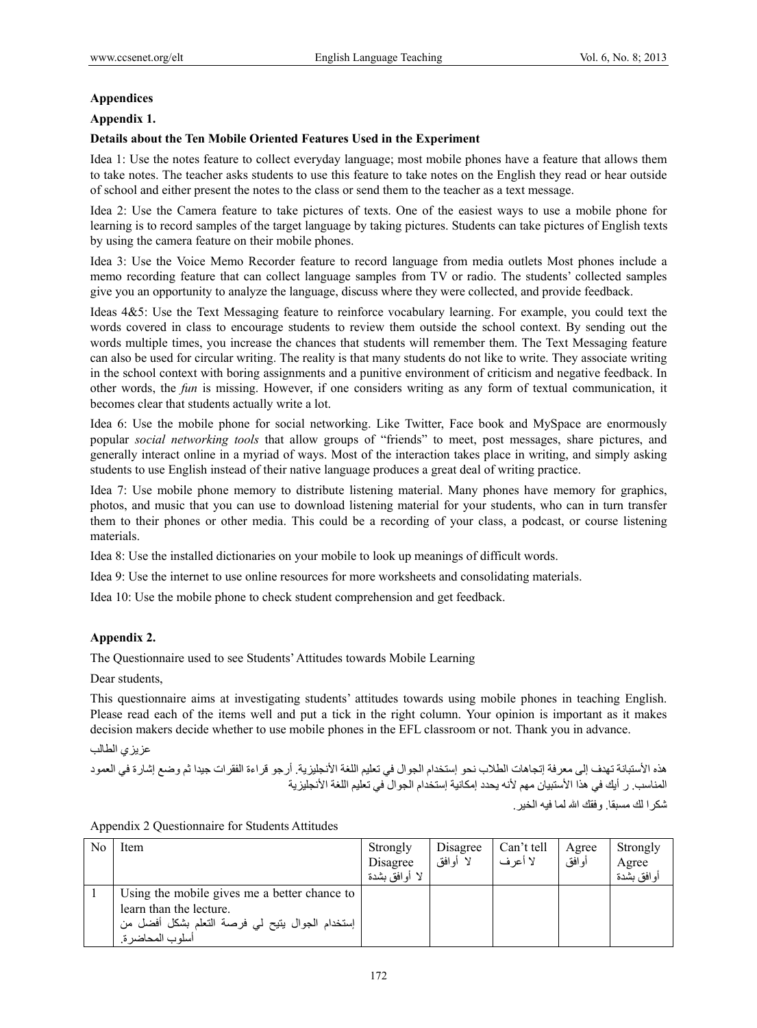## Appendices

### Appendix 1.

**Details about the Ten Mobile Oriented Features Used in the Experiment**

Idea 1: Use the notes feature to collect everyday language; most mobile phones have a feature that allows them to take notes. The teacher asks students to use this feature to take notes on the English they read or hear outside of school and either present the notes to the class or send them to the teacher as a text message.

Idea 2: Use the Camera feature to take pictures of texts. One of the easiest ways to use a mobile phone for learning is to record samples of the target language by taking pictures. Students can take pictures of English texts by using the camera feature on their mobile phones.

Idea 3: Use the Voice Memo Recorder feature to record language from media outlets Most phones include a memo recording feature that can collect language samples from TV or radio. The students' collected samples give you an opportunity to analyze the language, discuss where they were collected, and provide feedback.

Ideas 4&5: Use the Text Messaging feature to reinforce vocabulary learning. For example, you could text the words covered in class to encourage students to review them outside the school context. By sending out the words multiple times, you increase the chances that students will remember them. The Text Messaging feature can also be used for circular writing. The reality is that many students do not like to write. They associate writing in the school context with boring assignments and a punitive environment of criticism and negative feedback. In other words, the *fun* is missing. However, if one considers writing as any form of textual communication, it becomes clear that students actually write a lot.

Idea 6: Use the mobile phone for social networking. Like Twitter, Face book and MySpace are enormously popular *social networking tools* that allow groups of "friends" to meet, post messages, share pictures, and generally interact online in a myriad of ways. Most of the interaction takes place in writing, and simply asking students to use English instead of their native language produces a great deal of writing practice.

Idea 7: Use mobile phone memory to distribute listening material. Many phones have memory for graphics, photos, and music that you can use to download listening material for your students, who can in turn transfer them to their phones or other media. This could be a recording of your class, a podcast, or course listening materials.

Idea 8: Use the installed dictionaries on your mobile to look up meanings of difficult words.

Idea 9: Use the internet to use online resources for more worksheets and consolidating materials.

Idea 10: Use the mobile phone to check student comprehension and get feedback.

### Appendix 2.

The Questionnaire used to see Students' Attitudes towards Mobile Learning

Dear students,

This questionnaire aims at investigating students' attitudes towards using mobile phones in teaching English. Please read each of the items well and put a tick in the right column. Your opinion is important as it makes decision makers decide whether to use mobile phones in the EFL classroom or not. Thank you in advance.

عزيزي الطالب

هذه الأستبانة تهدف إلى معرفة إتجاهات الطلاب نحو إستخدام الجوال في تعليم اللغة الأنجليزية. أرجو قراءة الفقرات جيدا ثم وضع إشارة في العمود المناسب. ر أيك في هذا الأستبيان مهم لأنه يحدد إمكانية إستخدام الجوال في تعليم اللغة الأنجليزية

شكرا لك مسبقا. وفقك الله لما فيه الخير.

Appendix 2 Questionnaire for Students Attitudes

| No | Item | Strongly Disagree لا أوافق بشدة | Disagree لا أوافق | Can't tell لا أعرف | Agree أوافق | Strongly Agree أوافق بشدة |
|---|---|---|---|---|---|---|
| 1 | Using the mobile gives me a better chance to learn than the lecture. إستخدام الجوال يتيح لي فرصة التعلم بشكل أفضل من أسلوب المحاضرة. | | | | | |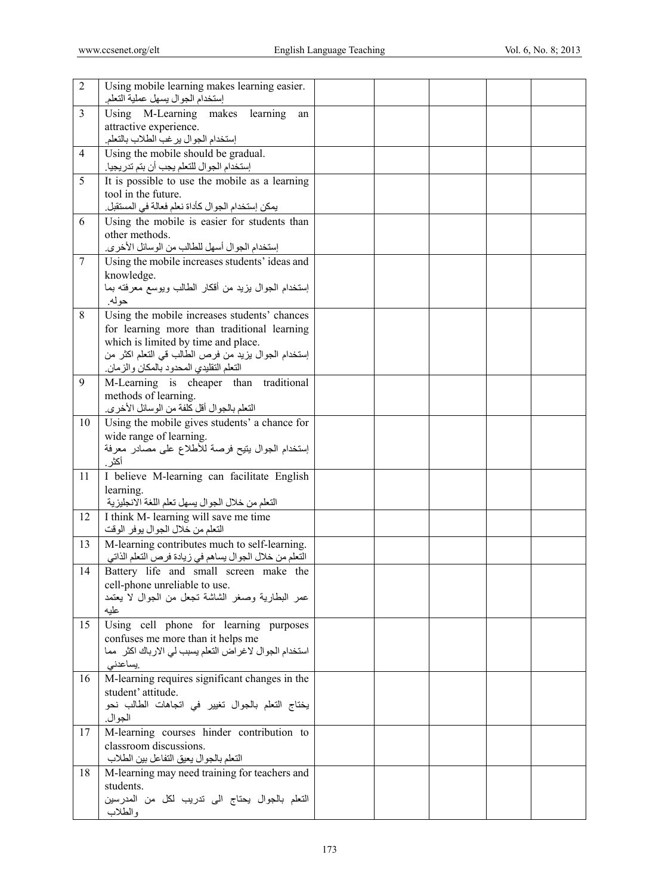| | | | | | | |
|---|---|---|---|---|---|---|
| 2 | Using mobile learning makes learning easier. إستخدام الجوال يسهل عملية التعلم. | | | | | |
| 3 | Using M-Learning makes learning an attractive experience. إستخدام الجوال يرغب الطلاب بالتعلم. | | | | | |
| 4 | Using the mobile should be gradual. إستخدام الجوال للتعلم يجب أن يتم تدريجيا. | | | | | |
| 5 | It is possible to use the mobile as a learning tool in the future. يمكن إستخدام الجوال كأداة تعلم فعالة في المستقبل. | | | | | |
| 6 | Using the mobile is easier for students than other methods. إستخدام الجوال أسهل للطالب من الوسائل الأخرى. | | | | | |
| 7 | Using the mobile increases students' ideas and knowledge. إستخدام الجوال يزيد من أفكار الطالب ويوسع معرفته بما حوله. | | | | | |
| 8 | Using the mobile increases students' chances for learning more than traditional learning which is limited by time and place. إستخدام الجوال يزيد من فرص الطالب في التعلم اكثر من التعلم التقليدي المحدود بالمكان والزمان. | | | | | |
| 9 | M-Learning is cheaper than traditional methods of learning. التعلم بالجوال أقل كلفة من الوسائل الأخرى. | | | | | |
| 10 | Using the mobile gives students' a chance for wide range of learning. إستخدام الجوال يتيح فرصة للأطلاع على مصادر معرفة أكثر. | | | | | |
| 11 | I believe M-learning can facilitate English learning. التعلم من خلال الجوال يسهل تعلم اللغة الانجليزية | | | | | |
| 12 | I think M- learning will save me time التعلم من خلال الجوال يوفر الوقت | | | | | |
| 13 | M-learning contributes much to self-learning. التعلم من خلال الجوال يساهم في زيادة فرص التعلم الذاتي | | | | | |
| 14 | Battery life and small screen make the cell-phone unreliable to use. عمر البطارية وصغر الشاشة تجعل من الجوال لا يعتمد عليه | | | | | |
| 15 | Using cell phone for learning purposes confuses me more than it helps me استخدام الجوال لاغراض التعلم يسبب لي الارباك اكثر مما يساعدني. | | | | | |
| 16 | M-learning requires significant changes in the student' attitude. يحتاج التعلم بالجوال تغيير في اتجاهات الطالب نحو الجوال. | | | | | |
| 17 | M-learning courses hinder contribution to classroom discussions. التعلم بالجوال يعيق التفاعل بين الطلاب | | | | | |
| 18 | M-learning may need training for teachers and students. التعلم بالجوال يحتاج الى تدريب لكل من المدرسين والطلاب | | | | | |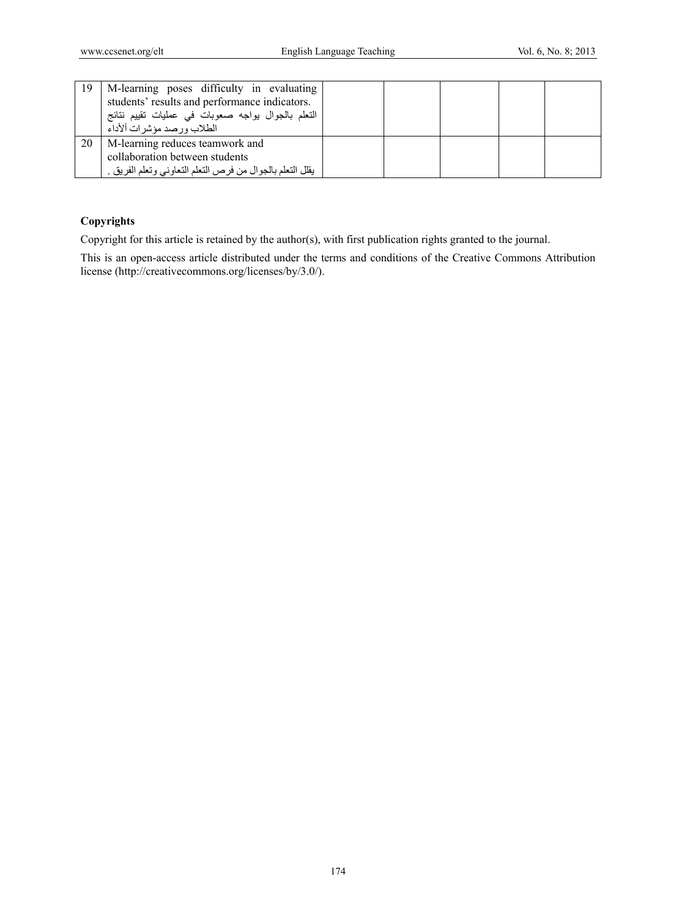| | | | | | | |
|---|---|---|---|---|---|---|
| 19 | M-learning poses difficulty in evaluating students' results and performance indicators. التعلم بالجوال يواجه صعوبات في عمليات تقييم نتائج الطلاب ورصد مؤشرات ألأداء | | | | | |
| 20 | M-learning reduces teamwork and collaboration between students يقلل التعلم بالجوال من فرص التعلم التعاوني وتعلم الفريق . | | | | | |

**Copyrights**

Copyright for this article is retained by the author(s), with first publication rights granted to the journal.

This is an open-access article distributed under the terms and conditions of the Creative Commons Attribution license (http://creativecommons.org/licenses/by/3.0/).